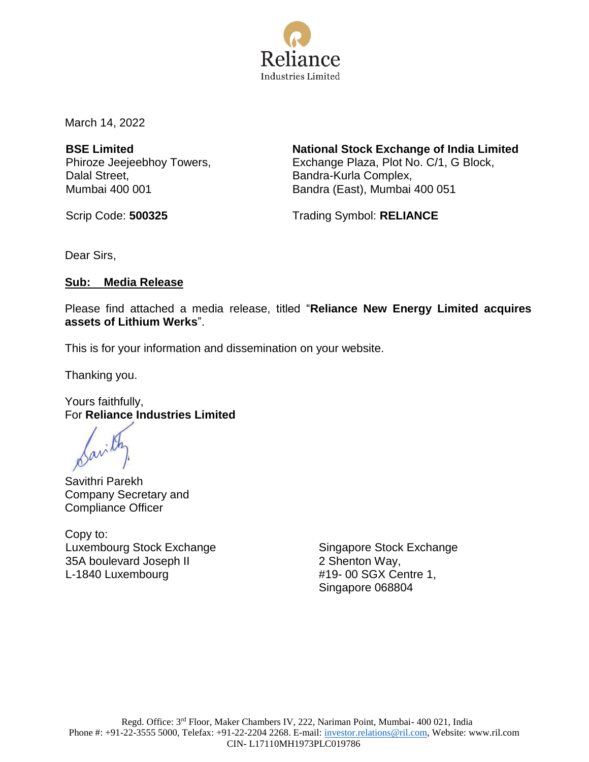March 14, 2022

**BSE Limited**
Phiroze Jeejeebhoy Towers,
Dalal Street,
Mumbai 400 001

Scrip Code: **500325**

**National Stock Exchange of India Limited**
Exchange Plaza, Plot No. C/1, G Block,
Bandra-Kurla Complex,
Bandra (East), Mumbai 400 051

Trading Symbol: **RELIANCE**

Dear Sirs,

**Sub: Media Release**

Please find attached a media release, titled "**Reliance New Energy Limited acquires assets of Lithium Werks**".

This is for your information and dissemination on your website.

Thanking you.

Yours faithfully,
For **Reliance Industries Limited**

Savithri Parekh
Company Secretary and
Compliance Officer

Copy to:

Luxembourg Stock Exchange
35A boulevard Joseph II
L-1840 Luxembourg

Singapore Stock Exchange
2 Shenton Way,
#19- 00 SGX Centre 1,
Singapore 068804

Regd. Office: 3rd Floor, Maker Chambers IV, 222, Nariman Point, Mumbai- 400 021, India
Phone #: +91-22-3555 5000, Telefax: +91-22-2204 2268. E-mail: investor.relations@ril.com, Website: www.ril.com
CIN- L17110MH1973PLC019786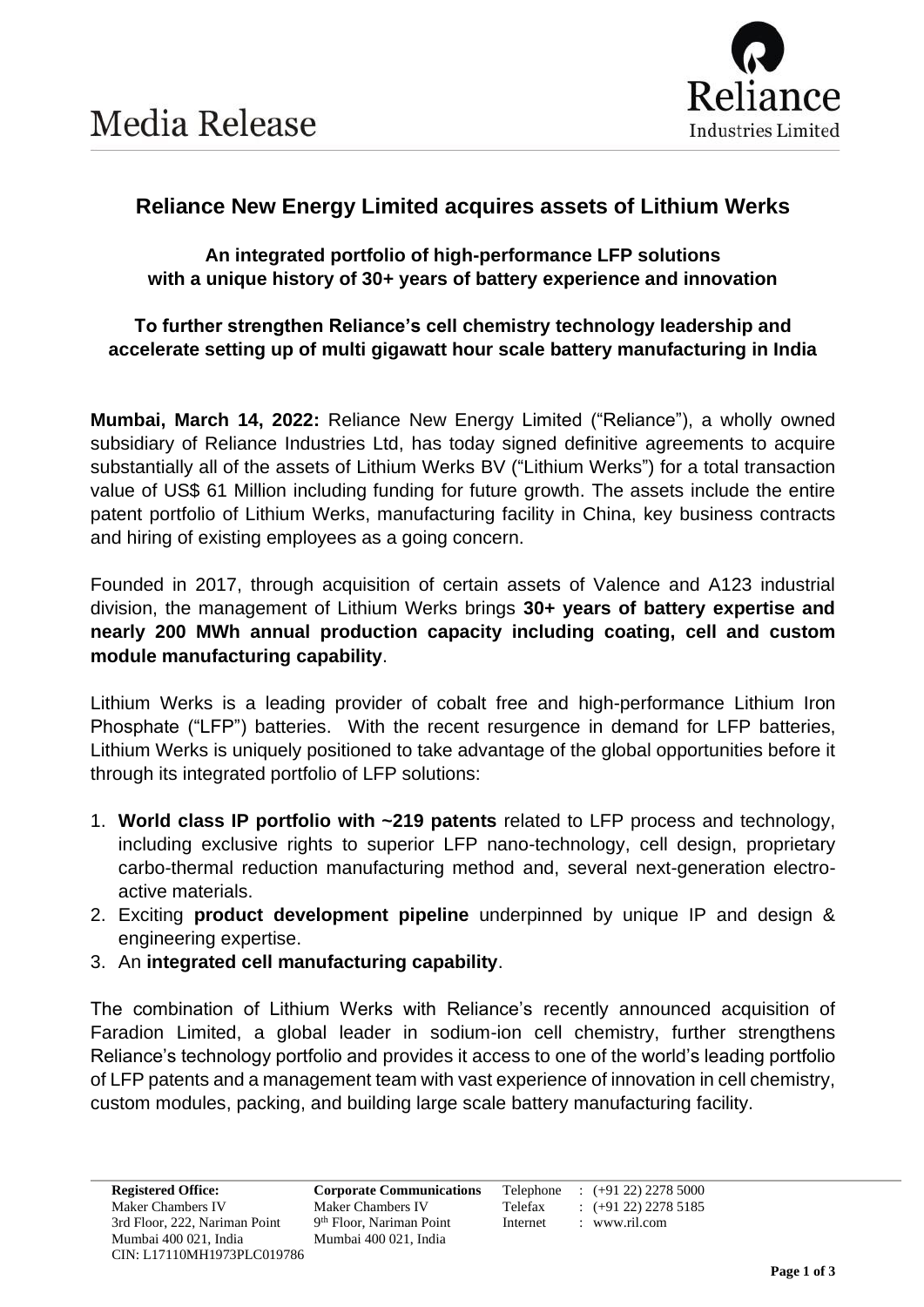# Media Release

## Reliance New Energy Limited acquires assets of Lithium Werks

**An integrated portfolio of high-performance LFP solutions with a unique history of 30+ years of battery experience and innovation**

**To further strengthen Reliance's cell chemistry technology leadership and accelerate setting up of multi gigawatt hour scale battery manufacturing in India**

**Mumbai, March 14, 2022:** Reliance New Energy Limited ("Reliance"), a wholly owned subsidiary of Reliance Industries Ltd, has today signed definitive agreements to acquire substantially all of the assets of Lithium Werks BV ("Lithium Werks") for a total transaction value of US$ 61 Million including funding for future growth. The assets include the entire patent portfolio of Lithium Werks, manufacturing facility in China, key business contracts and hiring of existing employees as a going concern.

Founded in 2017, through acquisition of certain assets of Valence and A123 industrial division, the management of Lithium Werks brings **30+ years of battery expertise and nearly 200 MWh annual production capacity including coating, cell and custom module manufacturing capability**.

Lithium Werks is a leading provider of cobalt free and high-performance Lithium Iron Phosphate ("LFP") batteries. With the recent resurgence in demand for LFP batteries, Lithium Werks is uniquely positioned to take advantage of the global opportunities before it through its integrated portfolio of LFP solutions:

1. **World class IP portfolio with ~219 patents** related to LFP process and technology, including exclusive rights to superior LFP nano-technology, cell design, proprietary carbo-thermal reduction manufacturing method and, several next-generation electro-active materials.
2. Exciting **product development pipeline** underpinned by unique IP and design & engineering expertise.
3. An **integrated cell manufacturing capability**.

The combination of Lithium Werks with Reliance's recently announced acquisition of Faradion Limited, a global leader in sodium-ion cell chemistry, further strengthens Reliance's technology portfolio and provides it access to one of the world's leading portfolio of LFP patents and a management team with vast experience of innovation in cell chemistry, custom modules, packing, and building large scale battery manufacturing facility.

**Registered Office:**
Maker Chambers IV
3rd Floor, 222, Nariman Point
Mumbai 400 021, India
CIN: L17110MH1973PLC019786

**Corporate Communications**
Maker Chambers IV
9th Floor, Nariman Point
Mumbai 400 021, India

Telephone : (+91 22) 2278 5000
Telefax : (+91 22) 2278 5185
Internet : www.ril.com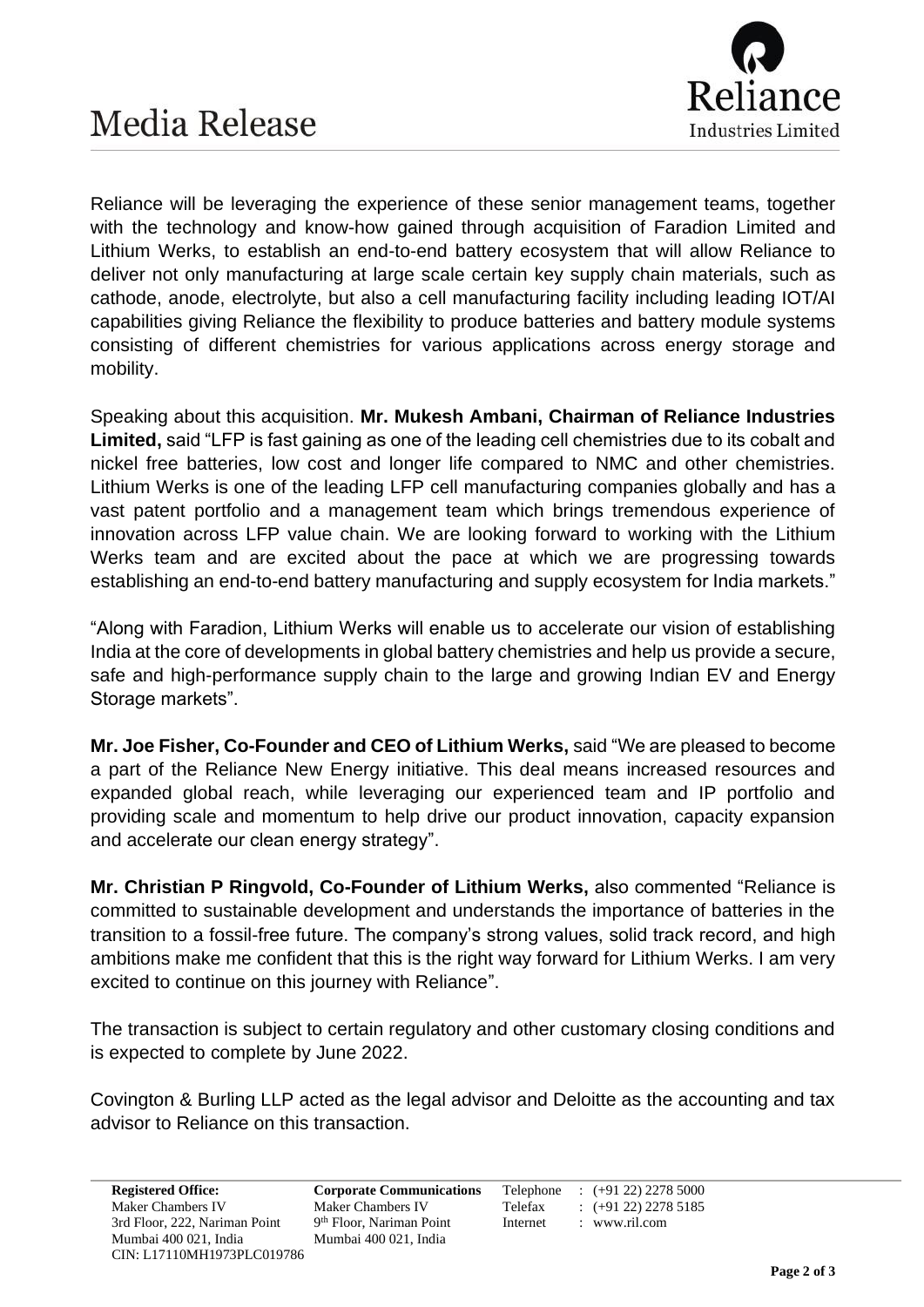Reliance will be leveraging the experience of these senior management teams, together with the technology and know-how gained through acquisition of Faradion Limited and Lithium Werks, to establish an end-to-end battery ecosystem that will allow Reliance to deliver not only manufacturing at large scale certain key supply chain materials, such as cathode, anode, electrolyte, but also a cell manufacturing facility including leading IOT/AI capabilities giving Reliance the flexibility to produce batteries and battery module systems consisting of different chemistries for various applications across energy storage and mobility.

Speaking about this acquisition. **Mr. Mukesh Ambani, Chairman of Reliance Industries Limited,** said "LFP is fast gaining as one of the leading cell chemistries due to its cobalt and nickel free batteries, low cost and longer life compared to NMC and other chemistries. Lithium Werks is one of the leading LFP cell manufacturing companies globally and has a vast patent portfolio and a management team which brings tremendous experience of innovation across LFP value chain. We are looking forward to working with the Lithium Werks team and are excited about the pace at which we are progressing towards establishing an end-to-end battery manufacturing and supply ecosystem for India markets."

"Along with Faradion, Lithium Werks will enable us to accelerate our vision of establishing India at the core of developments in global battery chemistries and help us provide a secure, safe and high-performance supply chain to the large and growing Indian EV and Energy Storage markets".

**Mr. Joe Fisher, Co-Founder and CEO of Lithium Werks,** said "We are pleased to become a part of the Reliance New Energy initiative. This deal means increased resources and expanded global reach, while leveraging our experienced team and IP portfolio and providing scale and momentum to help drive our product innovation, capacity expansion and accelerate our clean energy strategy".

**Mr. Christian P Ringvold, Co-Founder of Lithium Werks,** also commented "Reliance is committed to sustainable development and understands the importance of batteries in the transition to a fossil-free future. The company's strong values, solid track record, and high ambitions make me confident that this is the right way forward for Lithium Werks. I am very excited to continue on this journey with Reliance".

The transaction is subject to certain regulatory and other customary closing conditions and is expected to complete by June 2022.

Covington & Burling LLP acted as the legal advisor and Deloitte as the accounting and tax advisor to Reliance on this transaction.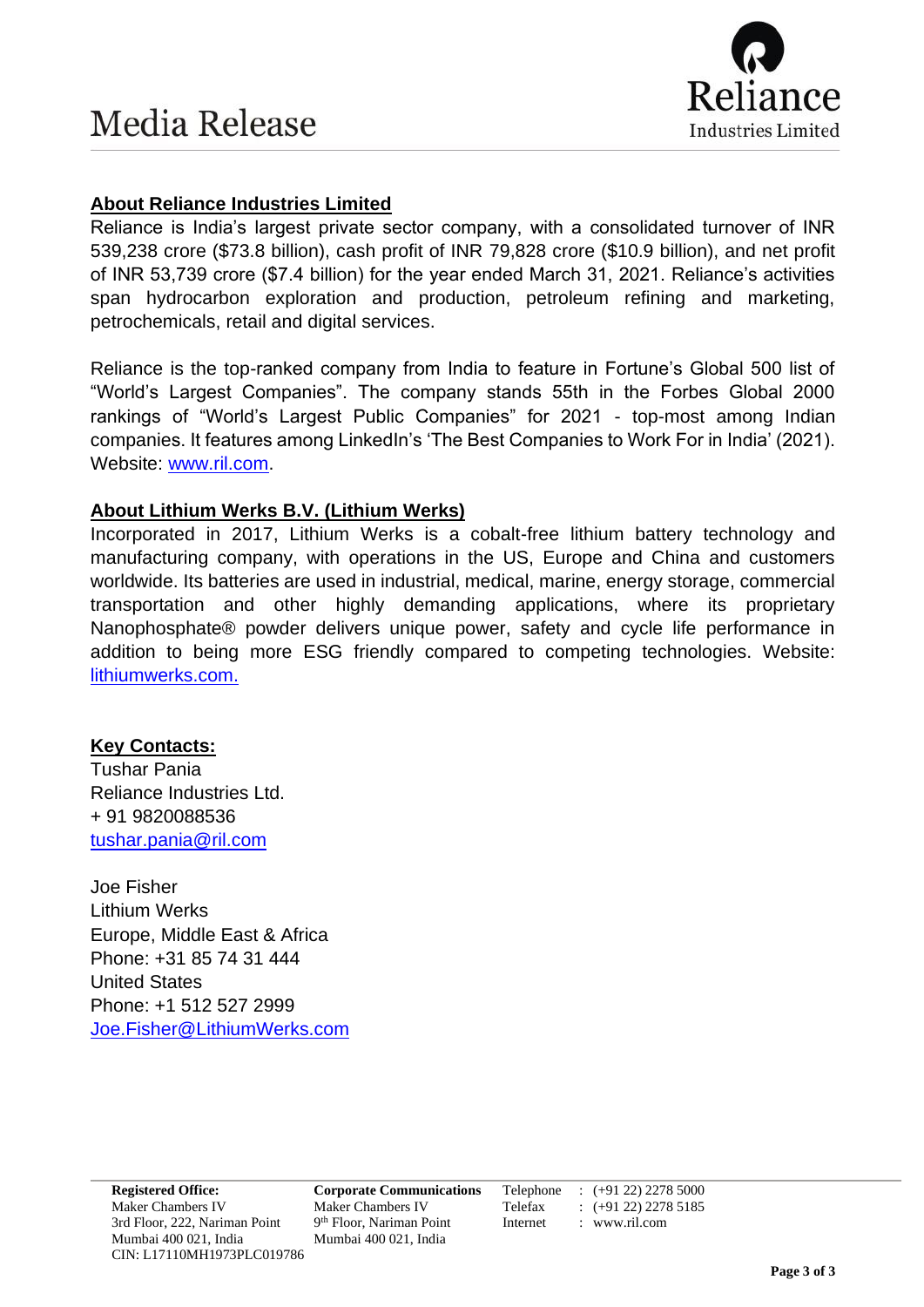## About Reliance Industries Limited

Reliance is India's largest private sector company, with a consolidated turnover of INR 539,238 crore ($73.8 billion), cash profit of INR 79,828 crore ($10.9 billion), and net profit of INR 53,739 crore ($7.4 billion) for the year ended March 31, 2021. Reliance's activities span hydrocarbon exploration and production, petroleum refining and marketing, petrochemicals, retail and digital services.

Reliance is the top-ranked company from India to feature in Fortune's Global 500 list of "World's Largest Companies". The company stands 55th in the Forbes Global 2000 rankings of "World's Largest Public Companies" for 2021 - top-most among Indian companies. It features among LinkedIn's 'The Best Companies to Work For in India' (2021). Website: www.ril.com.

## About Lithium Werks B.V. (Lithium Werks)

Incorporated in 2017, Lithium Werks is a cobalt-free lithium battery technology and manufacturing company, with operations in the US, Europe and China and customers worldwide. Its batteries are used in industrial, medical, marine, energy storage, commercial transportation and other highly demanding applications, where its proprietary Nanophosphate® powder delivers unique power, safety and cycle life performance in addition to being more ESG friendly compared to competing technologies. Website: lithiumwerks.com.

## Key Contacts:

Tushar Pania
Reliance Industries Ltd.
+ 91 9820088536
tushar.pania@ril.com

Joe Fisher
Lithium Werks
Europe, Middle East & Africa
Phone: +31 85 74 31 444
United States
Phone: +1 512 527 2999
Joe.Fisher@LithiumWerks.com

**Registered Office:**
Maker Chambers IV
3rd Floor, 222, Nariman Point
Mumbai 400 021, India
CIN: L17110MH1973PLC019786

**Corporate Communications**
Maker Chambers IV
9th Floor, Nariman Point
Mumbai 400 021, India

Telephone : (+91 22) 2278 5000
Telefax : (+91 22) 2278 5185
Internet : www.ril.com